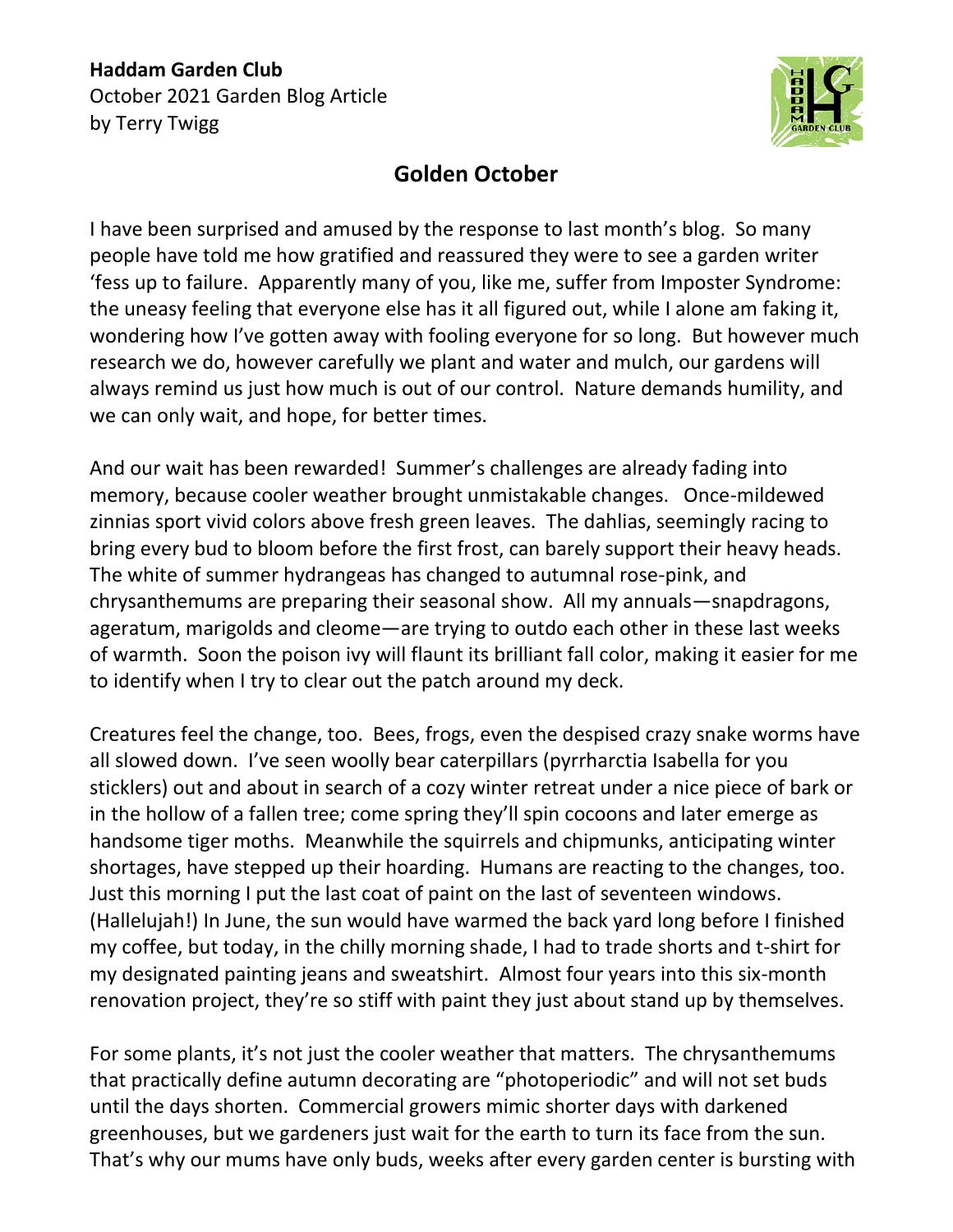**Haddam Garden Club**
October 2021 Garden Blog Article
by Terry Twigg

# Golden October

I have been surprised and amused by the response to last month's blog. So many people have told me how gratified and reassured they were to see a garden writer 'fess up to failure. Apparently many of you, like me, suffer from Imposter Syndrome: the uneasy feeling that everyone else has it all figured out, while I alone am faking it, wondering how I've gotten away with fooling everyone for so long. But however much research we do, however carefully we plant and water and mulch, our gardens will always remind us just how much is out of our control. Nature demands humility, and we can only wait, and hope, for better times.

And our wait has been rewarded! Summer's challenges are already fading into memory, because cooler weather brought unmistakable changes. Once-mildewed zinnias sport vivid colors above fresh green leaves. The dahlias, seemingly racing to bring every bud to bloom before the first frost, can barely support their heavy heads. The white of summer hydrangeas has changed to autumnal rose-pink, and chrysanthemums are preparing their seasonal show. All my annuals—snapdragons, ageratum, marigolds and cleome—are trying to outdo each other in these last weeks of warmth. Soon the poison ivy will flaunt its brilliant fall color, making it easier for me to identify when I try to clear out the patch around my deck.

Creatures feel the change, too. Bees, frogs, even the despised crazy snake worms have all slowed down. I've seen woolly bear caterpillars (pyrrharctia Isabella for you sticklers) out and about in search of a cozy winter retreat under a nice piece of bark or in the hollow of a fallen tree; come spring they'll spin cocoons and later emerge as handsome tiger moths. Meanwhile the squirrels and chipmunks, anticipating winter shortages, have stepped up their hoarding. Humans are reacting to the changes, too. Just this morning I put the last coat of paint on the last of seventeen windows. (Hallelujah!) In June, the sun would have warmed the back yard long before I finished my coffee, but today, in the chilly morning shade, I had to trade shorts and t-shirt for my designated painting jeans and sweatshirt. Almost four years into this six-month renovation project, they're so stiff with paint they just about stand up by themselves.

For some plants, it's not just the cooler weather that matters. The chrysanthemums that practically define autumn decorating are "photoperiodic" and will not set buds until the days shorten. Commercial growers mimic shorter days with darkened greenhouses, but we gardeners just wait for the earth to turn its face from the sun. That's why our mums have only buds, weeks after every garden center is bursting with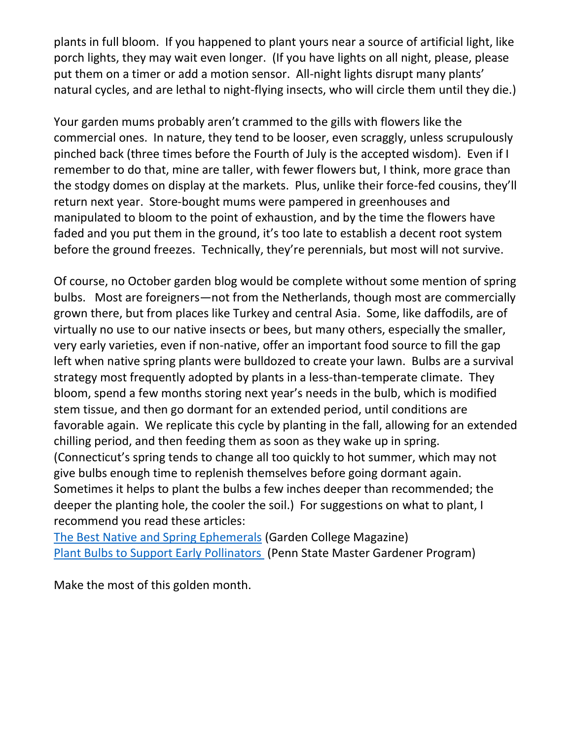plants in full bloom. If you happened to plant yours near a source of artificial light, like porch lights, they may wait even longer. (If you have lights on all night, please, please put them on a timer or add a motion sensor. All-night lights disrupt many plants' natural cycles, and are lethal to night-flying insects, who will circle them until they die.)

Your garden mums probably aren't crammed to the gills with flowers like the commercial ones. In nature, they tend to be looser, even scraggly, unless scrupulously pinched back (three times before the Fourth of July is the accepted wisdom). Even if I remember to do that, mine are taller, with fewer flowers but, I think, more grace than the stodgy domes on display at the markets. Plus, unlike their force-fed cousins, they'll return next year. Store-bought mums were pampered in greenhouses and manipulated to bloom to the point of exhaustion, and by the time the flowers have faded and you put them in the ground, it's too late to establish a decent root system before the ground freezes. Technically, they're perennials, but most will not survive.

Of course, no October garden blog would be complete without some mention of spring bulbs. Most are foreigners—not from the Netherlands, though most are commercially grown there, but from places like Turkey and central Asia. Some, like daffodils, are of virtually no use to our native insects or bees, but many others, especially the smaller, very early varieties, even if non-native, offer an important food source to fill the gap left when native spring plants were bulldozed to create your lawn. Bulbs are a survival strategy most frequently adopted by plants in a less-than-temperate climate. They bloom, spend a few months storing next year's needs in the bulb, which is modified stem tissue, and then go dormant for an extended period, until conditions are favorable again. We replicate this cycle by planting in the fall, allowing for an extended chilling period, and then feeding them as soon as they wake up in spring. (Connecticut's spring tends to change all too quickly to hot summer, which may not give bulbs enough time to replenish themselves before going dormant again. Sometimes it helps to plant the bulbs a few inches deeper than recommended; the deeper the planting hole, the cooler the soil.) For suggestions on what to plant, I recommend you read these articles:
The Best Native and Spring Ephemerals (Garden College Magazine)
Plant Bulbs to Support Early Pollinators (Penn State Master Gardener Program)

Make the most of this golden month.